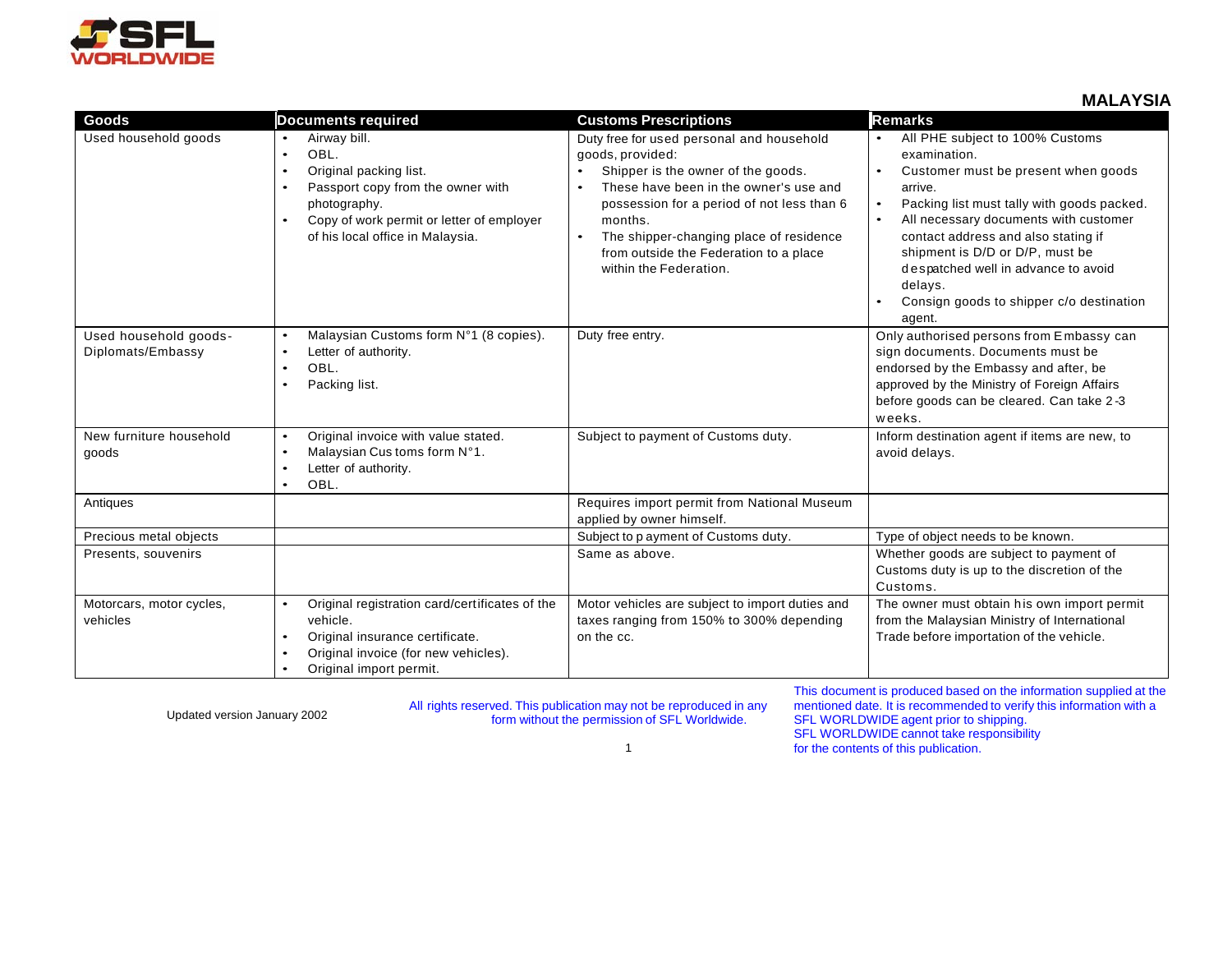## MALAYSIA

| Goods | Documents required | Customs Prescriptions | Remarks |
|---|---|---|---|
| Used household goods | • Airway bill.<br>• OBL.<br>• Original packing list.<br>• Passport copy from the owner with photography.<br>• Copy of work permit or letter of employer of his local office in Malaysia. | Duty free for used personal and household goods, provided:<br>• Shipper is the owner of the goods.<br>• These have been in the owner's use and possession for a period of not less than 6 months.<br>• The shipper-changing place of residence from outside the Federation to a place within the Federation. | • All PHE subject to 100% Customs examination.<br>• Customer must be present when goods arrive.<br>• Packing list must tally with goods packed.<br>• All necessary documents with customer contact address and also stating if shipment is D/D or D/P, must be despatched well in advance to avoid delays.<br>• Consign goods to shipper c/o destination agent. |
| Used household goods-Diplomats/Embassy | • Malaysian Customs form N°1 (8 copies).<br>• Letter of authority.<br>• OBL.<br>• Packing list. | Duty free entry. | Only authorised persons from Embassy can sign documents. Documents must be endorsed by the Embassy and after, be approved by the Ministry of Foreign Affairs before goods can be cleared. Can take 2-3 weeks. |
| New furniture household goods | • Original invoice with value stated.<br>• Malaysian Customs form N°1.<br>• Letter of authority.<br>• OBL. | Subject to payment of Customs duty. | Inform destination agent if items are new, to avoid delays. |
| Antiques | | Requires import permit from National Museum applied by owner himself. | |
| Precious metal objects | | Subject to payment of Customs duty. | Type of object needs to be known. |
| Presents, souvenirs | | Same as above. | Whether goods are subject to payment of Customs duty is up to the discretion of the Customs. |
| Motorcars, motor cycles, vehicles | • Original registration card/certificates of the vehicle.<br>• Original insurance certificate.<br>• Original invoice (for new vehicles).<br>• Original import permit. | Motor vehicles are subject to import duties and taxes ranging from 150% to 300% depending on the cc. | The owner must obtain his own import permit from the Malaysian Ministry of International Trade before importation of the vehicle. |

Updated version January 2002

All rights reserved. This publication may not be reproduced in any form without the permission of SFL Worldwide.

This document is produced based on the information supplied at the mentioned date. It is recommended to verify this information with a SFL WORLDWIDE agent prior to shipping. SFL WORLDWIDE cannot take responsibility for the contents of this publication.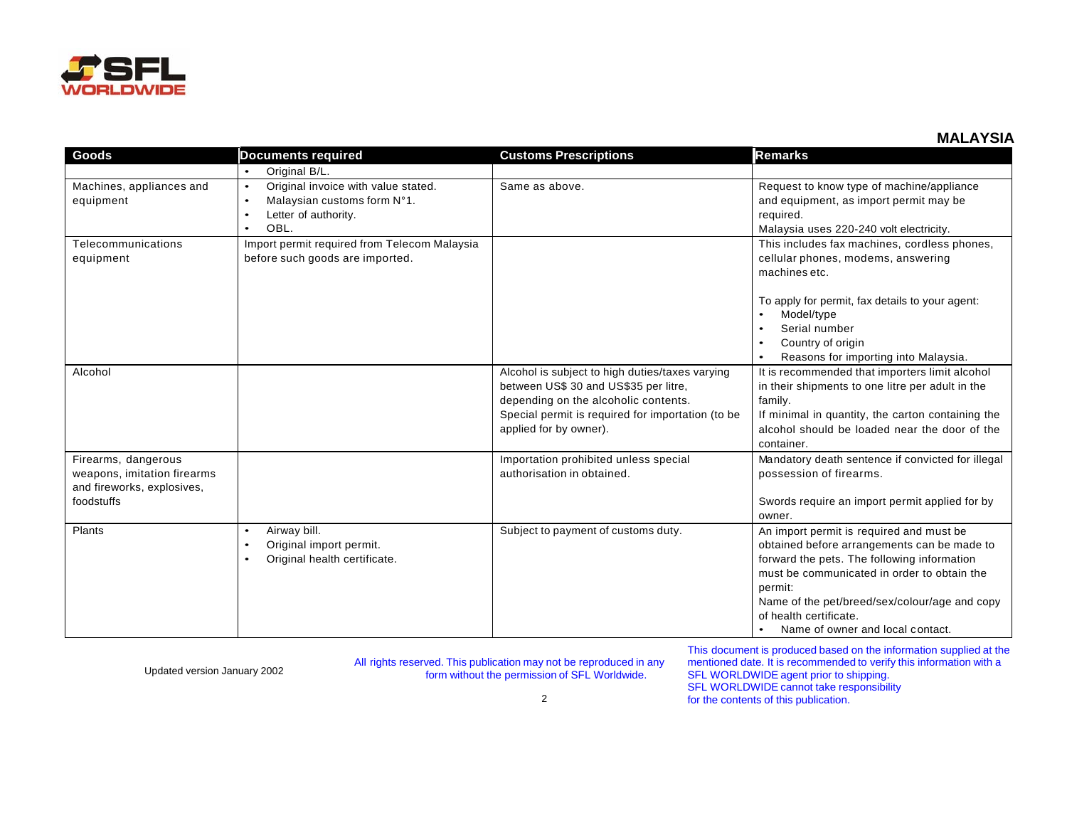## MALAYSIA

| Goods | Documents required | Customs Prescriptions | Remarks |
|---|---|---|---|
| | • Original B/L. | | |
| Machines, appliances and equipment | • Original invoice with value stated.<br>• Malaysian customs form N°1.<br>• Letter of authority.<br>• OBL. | Same as above. | Request to know type of machine/appliance and equipment, as import permit may be required.<br>Malaysia uses 220-240 volt electricity. |
| Telecommunications equipment | Import permit required from Telecom Malaysia before such goods are imported. | | This includes fax machines, cordless phones, cellular phones, modems, answering machines etc.<br><br>To apply for permit, fax details to your agent:<br>• Model/type<br>• Serial number<br>• Country of origin<br>• Reasons for importing into Malaysia. |
| Alcohol | | Alcohol is subject to high duties/taxes varying between US$ 30 and US$35 per litre, depending on the alcoholic contents.<br>Special permit is required for importation (to be applied for by owner). | It is recommended that importers limit alcohol in their shipments to one litre per adult in the family.<br>If minimal in quantity, the carton containing the alcohol should be loaded near the door of the container. |
| Firearms, dangerous weapons, imitation firearms and fireworks, explosives, foodstuffs | | Importation prohibited unless special authorisation in obtained. | Mandatory death sentence if convicted for illegal possession of firearms.<br><br>Swords require an import permit applied for by owner. |
| Plants | • Airway bill.<br>• Original import permit.<br>• Original health certificate. | Subject to payment of customs duty. | An import permit is required and must be obtained before arrangements can be made to forward the pets. The following information must be communicated in order to obtain the permit:<br>Name of the pet/breed/sex/colour/age and copy of health certificate.<br>• Name of owner and local contact. |

Updated version January 2002

All rights reserved. This publication may not be reproduced in any form without the permission of SFL Worldwide.

This document is produced based on the information supplied at the mentioned date. It is recommended to verify this information with a SFL WORLDWIDE agent prior to shipping. SFL WORLDWIDE cannot take responsibility for the contents of this publication.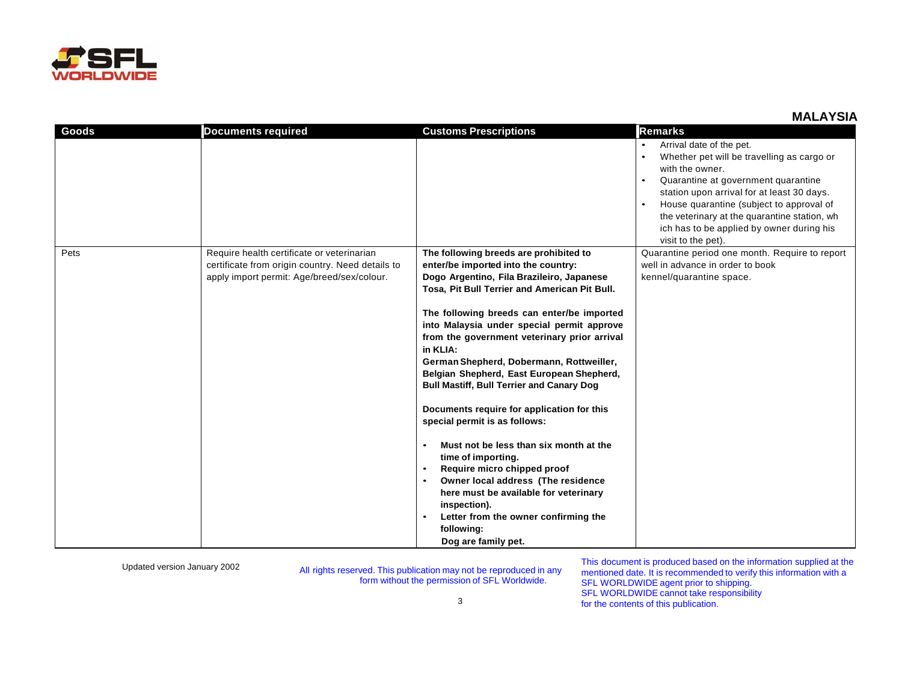## MALAYSIA

| Goods | Documents required | Customs Prescriptions | Remarks |
|---|---|---|---|
| | | | • Arrival date of the pet.<br>• Whether pet will be travelling as cargo or with the owner.<br>• Quarantine at government quarantine station upon arrival for at least 30 days.<br>• House quarantine (subject to approval of the veterinary at the quarantine station, which has to be applied by owner during his visit to the pet). |
| Pets | Require health certificate or veterinarian certificate from origin country. Need details to apply import permit: Age/breed/sex/colour. | **The following breeds are prohibited to enter/be imported into the country:**<br>**Dogo Argentino, Fila Brazileiro, Japanese Tosa, Pit Bull Terrier and American Pit Bull.**<br><br>**The following breeds can enter/be imported into Malaysia under special permit approve from the government veterinary prior arrival in KLIA:**<br>**German Shepherd, Dobermann, Rottweiller, Belgian Shepherd, East European Shepherd, Bull Mastiff, Bull Terrier and Canary Dog**<br><br>**Documents require for application for this special permit is as follows:**<br><br>• **Must not be less than six month at the time of importing.**<br>• **Require micro chipped proof**<br>• **Owner local address (The residence here must be available for veterinary inspection).**<br>• **Letter from the owner confirming the following:**<br>**Dog are family pet.** | Quarantine period one month. Require to report well in advance in order to book kennel/quarantine space. |

Updated version January 2002

All rights reserved. This publication may not be reproduced in any form without the permission of SFL Worldwide.

This document is produced based on the information supplied at the mentioned date. It is recommended to verify this information with a SFL WORLDWIDE agent prior to shipping. SFL WORLDWIDE cannot take responsibility for the contents of this publication.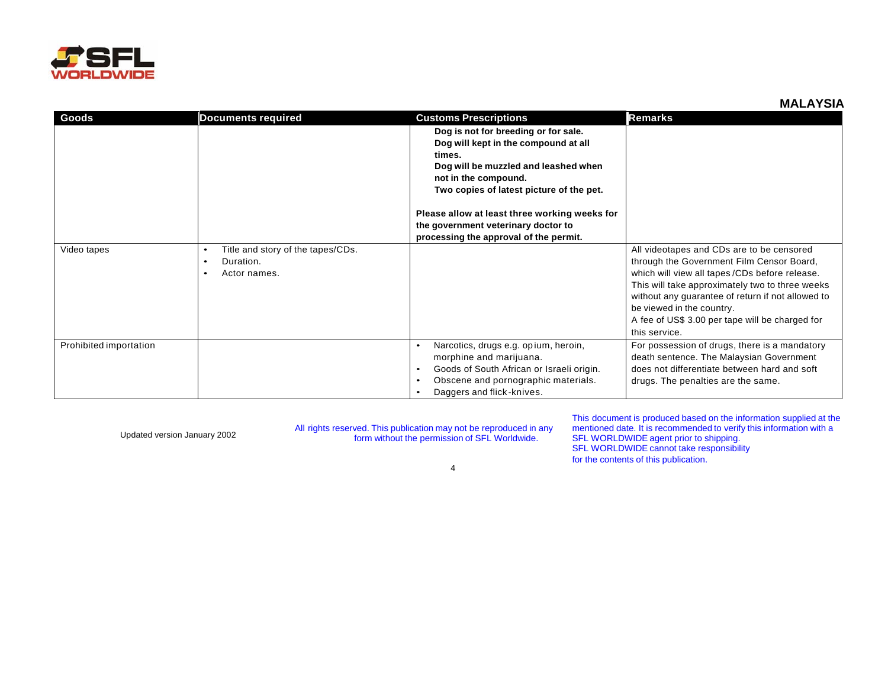## MALAYSIA

| Goods | Documents required | Customs Prescriptions | Remarks |
|---|---|---|---|
| | | **Dog is not for breeding or for sale.**<br>**Dog will kept in the compound at all times.**<br>**Dog will be muzzled and leashed when not in the compound.**<br>**Two copies of latest picture of the pet.**<br><br>**Please allow at least three working weeks for the government veterinary doctor to processing the approval of the permit.** | |
| Video tapes | • Title and story of the tapes/CDs.<br>• Duration.<br>• Actor names. | | All videotapes and CDs are to be censored through the Government Film Censor Board, which will view all tapes /CDs before release. This will take approximately two to three weeks without any guarantee of return if not allowed to be viewed in the country.<br>A fee of US$ 3.00 per tape will be charged for this service. |
| Prohibited importation | | • Narcotics, drugs e.g. opium, heroin, morphine and marijuana.<br>• Goods of South African or Israeli origin.<br>• Obscene and pornographic materials.<br>• Daggers and flick-knives. | For possession of drugs, there is a mandatory death sentence. The Malaysian Government does not differentiate between hard and soft drugs. The penalties are the same. |

Updated version January 2002

All rights reserved. This publication may not be reproduced in any form without the permission of SFL Worldwide.

This document is produced based on the information supplied at the mentioned date. It is recommended to verify this information with a SFL WORLDWIDE agent prior to shipping. SFL WORLDWIDE cannot take responsibility for the contents of this publication.